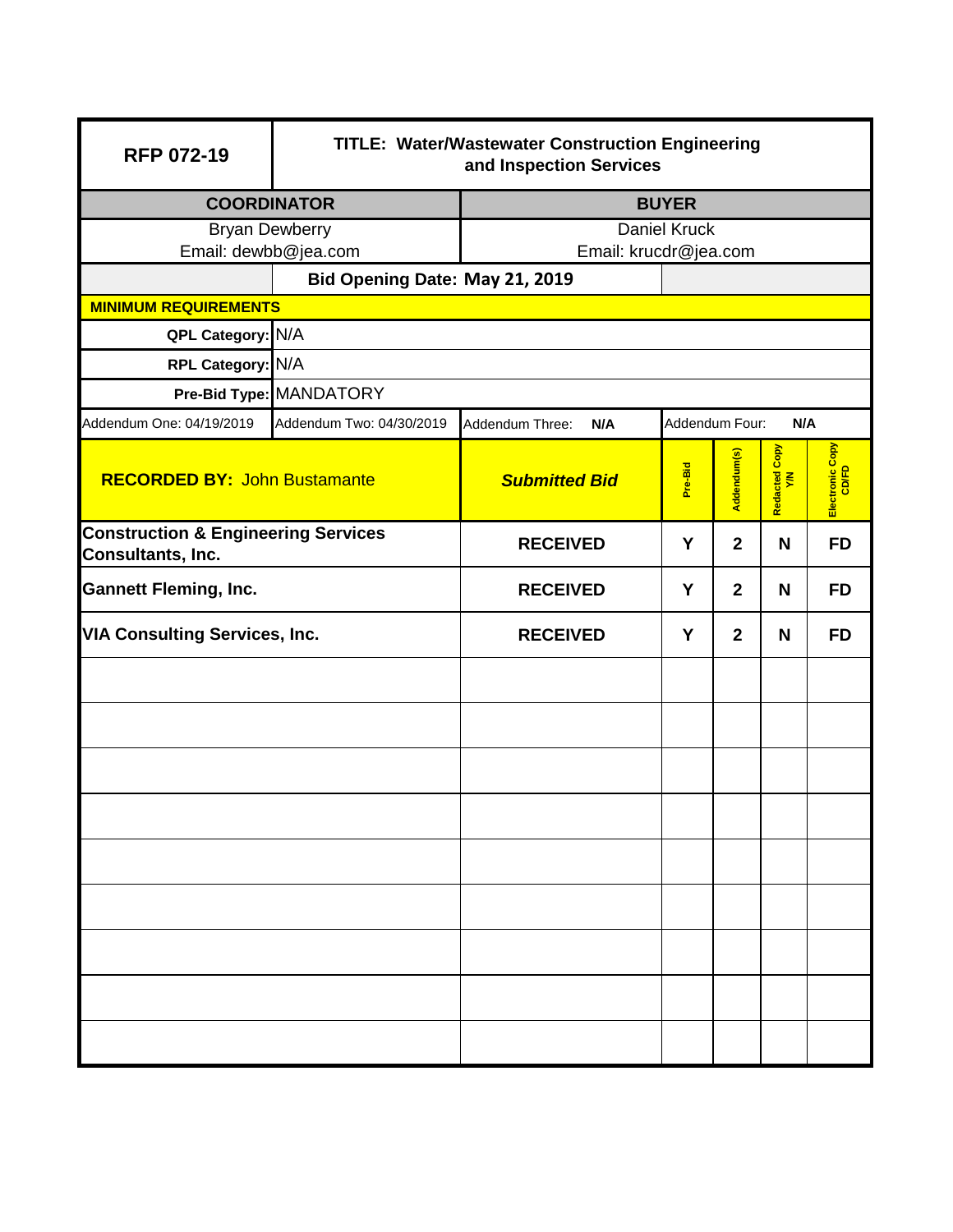| RFP 072-19 | TITLE: Water/Wastewater Construction Engineering and Inspection Services | | | | | |
|---|---|---|---|---|---|---|
| **COORDINATOR** | | **BUYER** | | | | |
| Bryan Dewberry<br>Email: dewbb@jea.com | | Daniel Kruck<br>Email: krucdr@jea.com | | | | |
| | **Bid Opening Date: May 21, 2019** | | | | | |
| **MINIMUM REQUIREMENTS** | | | | | | |
| **QPL Category:** | N/A | | | | | |
| **RPL Category:** | N/A | | | | | |
| **Pre-Bid Type:** | MANDATORY | | | | | |
| Addendum One: 04/19/2019 | Addendum Two: 04/30/2019 | Addendum Three: **N/A** | Addendum Four: **N/A** | | | |

| **RECORDED BY:** John Bustamante | ***Submitted Bid*** | **Pre-Bid** | **Addendum(s)** | **Redacted Copy Y/N** | **Electronic Copy CD/FD** |
|---|---|---|---|---|---|
| **Construction & Engineering Services Consultants, Inc.** | **RECEIVED** | **Y** | **2** | **N** | **FD** |
| **Gannett Fleming, Inc.** | **RECEIVED** | **Y** | **2** | **N** | **FD** |
| **VIA Consulting Services, Inc.** | **RECEIVED** | **Y** | **2** | **N** | **FD** |
| | | | | | |
| | | | | | |
| | | | | | |
| | | | | | |
| | | | | | |
| | | | | | |
| | | | | | |
| | | | | | |
| | | | | | |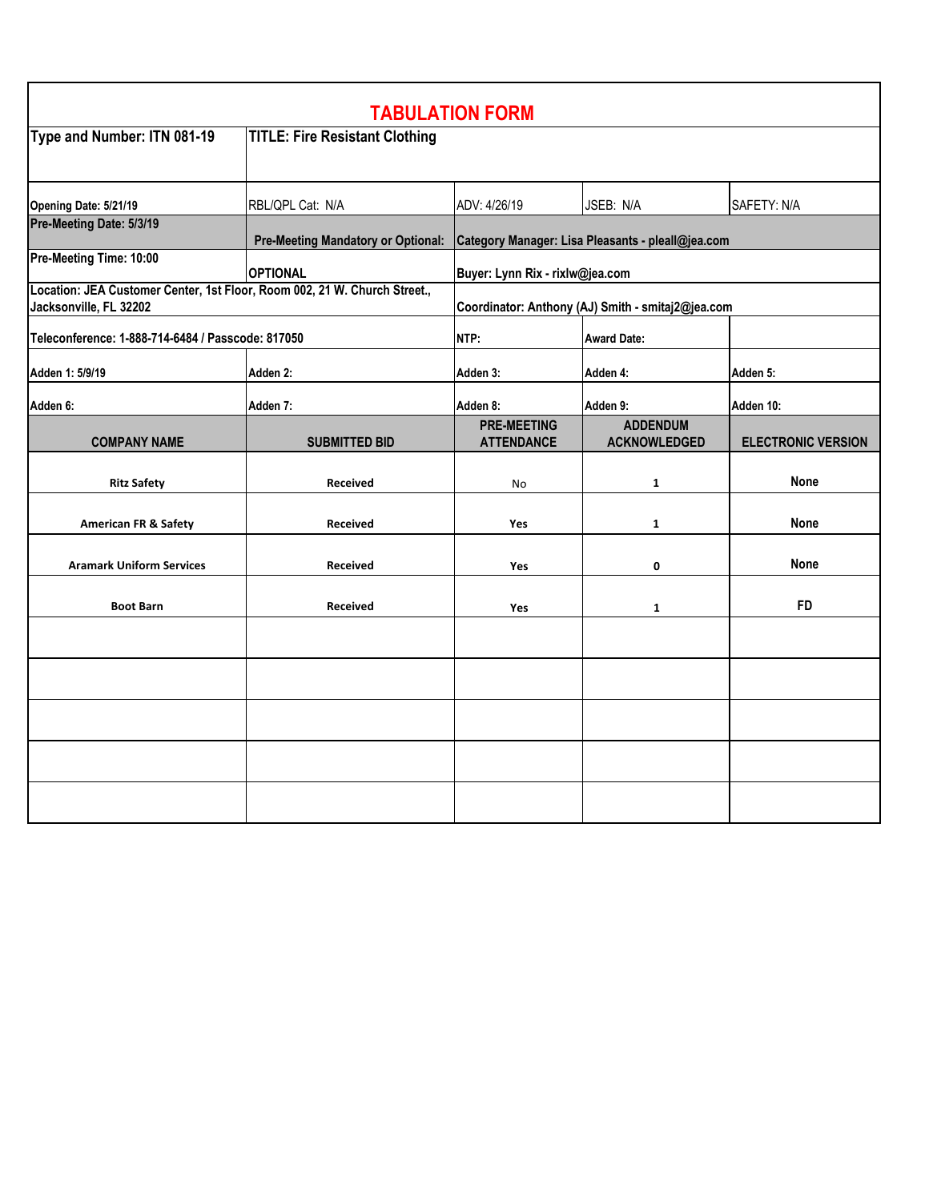# TABULATION FORM

| | | | | |
|---|---|---|---|---|
| **Type and Number: ITN 081-19** | **TITLE: Fire Resistant Clothing** | | | |
| **Opening Date: 5/21/19** | RBL/QPL Cat: N/A | ADV: 4/26/19 | JSEB: N/A | SAFETY: N/A |
| **Pre-Meeting Date: 5/3/19** | **Pre-Meeting Mandatory or Optional:** | **Category Manager: Lisa Pleasants - pleall@jea.com** | | |
| **Pre-Meeting Time: 10:00** | **OPTIONAL** | **Buyer: Lynn Rix - rixlw@jea.com** | | |
| **Location: JEA Customer Center, 1st Floor, Room 002, 21 W. Church Street., Jacksonville, FL 32202** | | **Coordinator: Anthony (AJ) Smith - smitaj2@jea.com** | | |
| **Teleconference: 1-888-714-6484 / Passcode: 817050** | | **NTP:** | **Award Date:** | |
| **Adden 1: 5/9/19** | **Adden 2:** | **Adden 3:** | **Adden 4:** | **Adden 5:** |
| **Adden 6:** | **Adden 7:** | **Adden 8:** | **Adden 9:** | **Adden 10:** |
| **COMPANY NAME** | **SUBMITTED BID** | **PRE-MEETING ATTENDANCE** | **ADDENDUM ACKNOWLEDGED** | **ELECTRONIC VERSION** |
| **Ritz Safety** | **Received** | No | **1** | **None** |
| **American FR & Safety** | **Received** | **Yes** | **1** | **None** |
| **Aramark Uniform Services** | **Received** | **Yes** | **0** | **None** |
| **Boot Barn** | **Received** | **Yes** | **1** | **FD** |
| | | | | |
| | | | | |
| | | | | |
| | | | | |
| | | | | |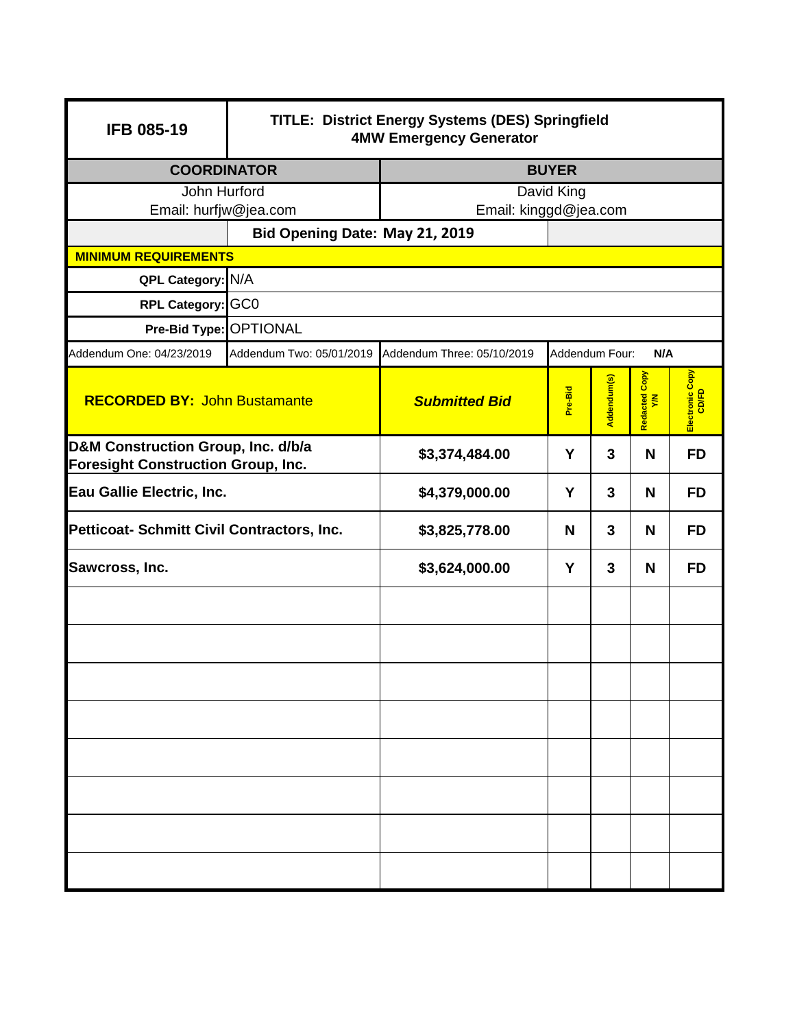| IFB 085-19 | TITLE: District Energy Systems (DES) Springfield 4MW Emergency Generator | | | | | |
|---|---|---|---|---|---|---|
| **COORDINATOR** | | **BUYER** | | | | |
| John Hurford<br>Email: hurfjw@jea.com | | David King<br>Email: kinggd@jea.com | | | | |
| | **Bid Opening Date: May 21, 2019** | | | | | |
| **MINIMUM REQUIREMENTS** | | | | | | |
| **QPL Category:** | N/A | | | | | |
| **RPL Category:** | GC0 | | | | | |
| **Pre-Bid Type:** | OPTIONAL | | | | | |
| Addendum One: 04/23/2019 | Addendum Two: 05/01/2019 | Addendum Three: 05/10/2019 | Addendum Four: N/A | | | |
| **RECORDED BY:** John Bustamante | | ***Submitted Bid*** | **Pre-Bid** | **Addendum(s)** | **Redacted Copy Y/N** | **Electronic Copy CD/FD** |
| **D&M Construction Group, Inc. d/b/a Foresight Construction Group, Inc.** | | **$3,374,484.00** | **Y** | **3** | **N** | **FD** |
| **Eau Gallie Electric, Inc.** | | **$4,379,000.00** | **Y** | **3** | **N** | **FD** |
| **Petticoat- Schmitt Civil Contractors, Inc.** | | **$3,825,778.00** | **N** | **3** | **N** | **FD** |
| **Sawcross, Inc.** | | **$3,624,000.00** | **Y** | **3** | **N** | **FD** |
| | | | | | | |
| | | | | | | |
| | | | | | | |
| | | | | | | |
| | | | | | | |
| | | | | | | |
| | | | | | | |
| | | | | | | |